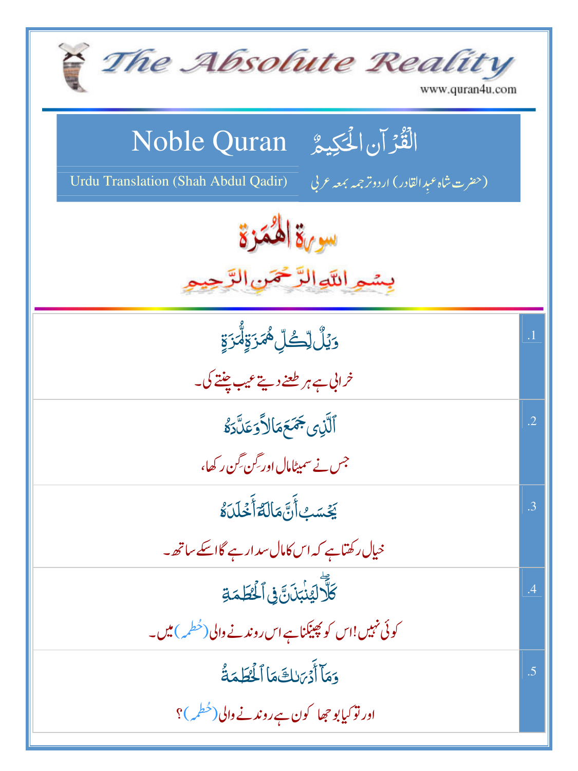# The Absolute Reality

www.quran4u.com

## Noble Quran القُرْآن الحَكِيمُ

Urdu Translation (Shah Abdul Qadir) (حضرت شاہ عبدِالقادر) اردو ترجمہ بمعہ عربی

## سورۃ الهُمَزَة

بِسْمِ اللهِ الرَّحْمٰنِ الرَّحِيمِ

| | |
|---|---|
| وَيْلٌ لِّكُلِّ هُمَزَةٍ لُّمَزَةٍ<br>خرابی ہے ہر طعنے دیتے عیب چنتے کی۔ | .1 |
| ٱلَّذِى جَمَعَ مَالًا وَعَدَّدَهُۥ<br>جس نے سمیٹا مال اور گن گن رکھا، | .2 |
| يَحْسَبُ أَنَّ مَالَهُۥٓ أَخْلَدَهُۥ<br>خیال رکھتا ہے کہ اس کا مال سدا رہے گا اسکے ساتھ۔ | .3 |
| كَلَّا ۖ لَيُنۢبَذَنَّ فِى ٱلْحُطَمَةِ<br>کوئی نہیں! اس کو پھینکنا ہے اس روندنے والی (حُطمہ) میں۔ | .4 |
| وَمَآ أَدْرَىٰكَ مَا ٱلْحُطَمَةُ<br>اور تو کیا بوجھا کون ہے روندنے والی (حُطمہ)؟ | .5 |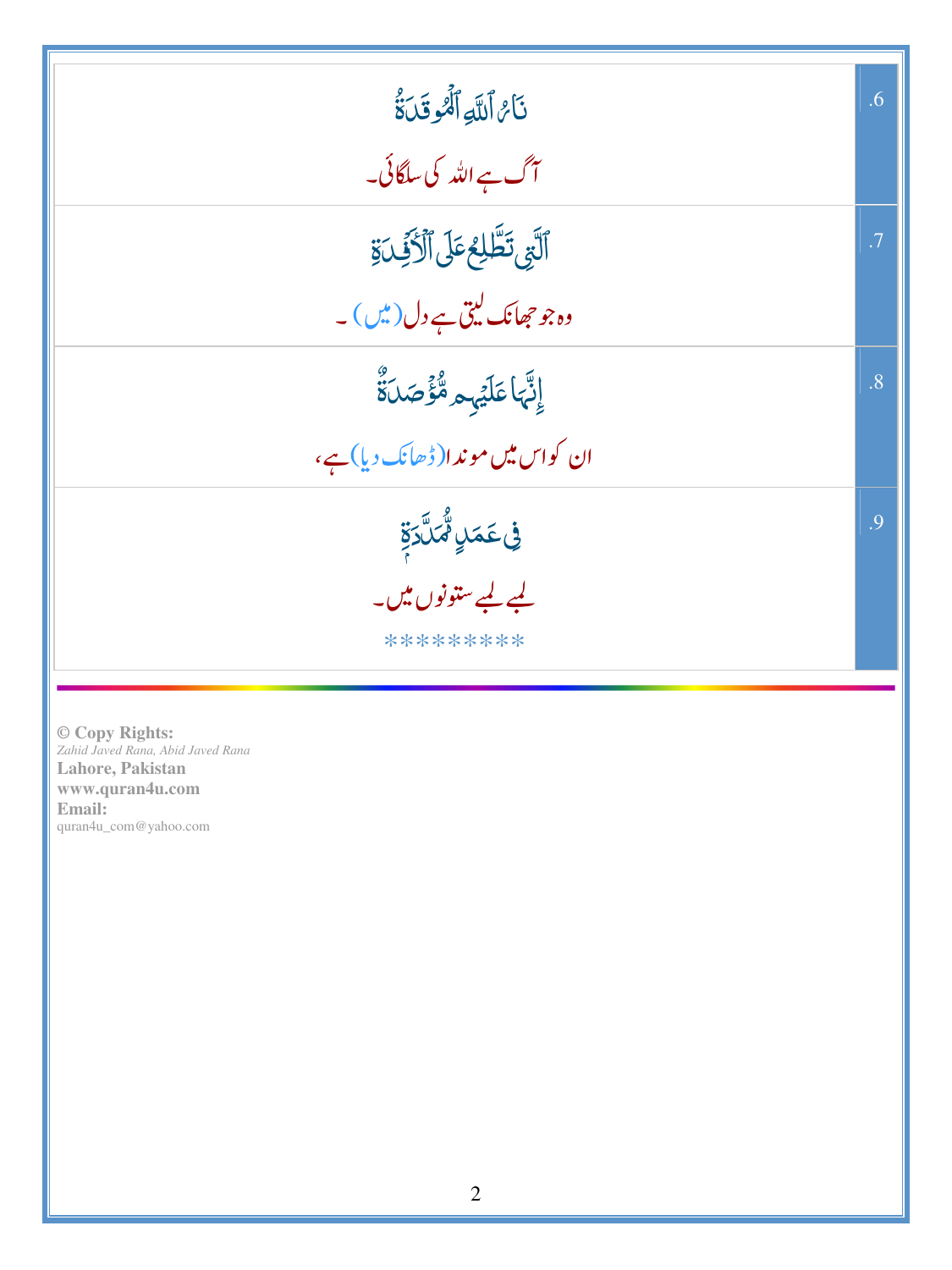| | |
|---|---|
| نَارُ ٱللَّهِ ٱلْمُوقَدَةُ<br>آگ ہے اللہ کی سلگائی۔ | .6 |
| ٱلَّتِى تَطَّلِعُ عَلَى ٱلْأَفْـِٔدَةِ<br>وہ جو جھانک لیتی ہے دل (میں) ۔ | .7 |
| إِنَّهَا عَلَيْهِم مُّؤْصَدَةٌ<br>ان کو اس میں موندا (ڈھانک دیا) ہے، | .8 |
| فِى عَمَدٍ مُّمَدَّدَةٍۭ<br>لمبے لمبے ستونوں میں۔<br>********* | .9 |

**© Copy Rights:**
*Zahid Javed Rana, Abid Javed Rana*
**Lahore, Pakistan**
**www.quran4u.com**
**Email:**
quran4u_com@yahoo.com